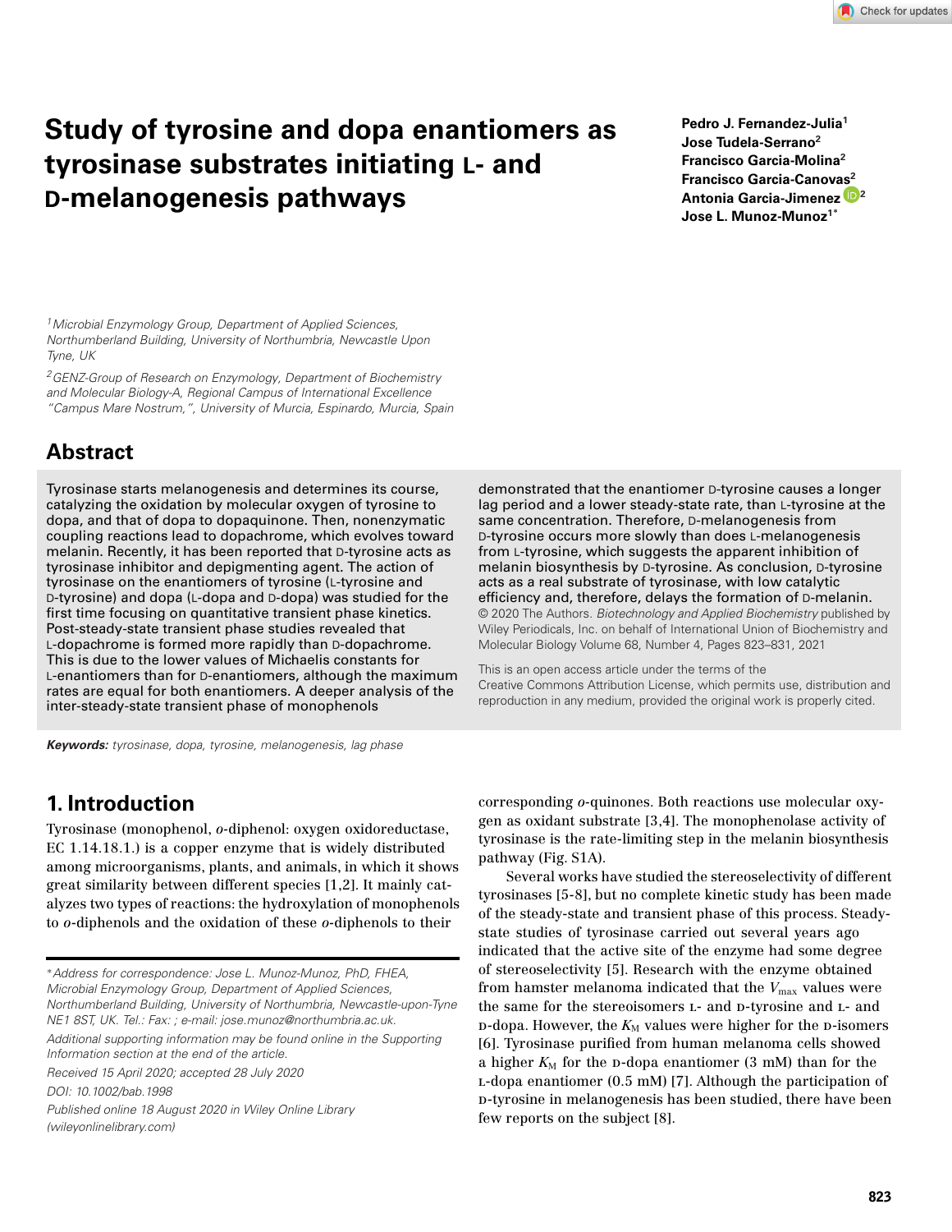# Study of tyrosine and dopa enantiomers as tyrosinase substrates initiating L- and D-melanogenesis pathways

**Pedro J. Fernandez-Julia[1]**
**Jose Tudela-Serrano[2]**
**Francisco Garcia-Molina[2]**
**Francisco Garcia-Canovas[2]**
**Antonia Garcia-Jimenez[2]**
**Jose L. Munoz-Munoz[1*]**

*[1]Microbial Enzymology Group, Department of Applied Sciences, Northumberland Building, University of Northumbria, Newcastle Upon Tyne, UK*

*[2]GENZ-Group of Research on Enzymology, Department of Biochemistry and Molecular Biology-A, Regional Campus of International Excellence "Campus Mare Nostrum,", University of Murcia, Espinardo, Murcia, Spain*

## Abstract

Tyrosinase starts melanogenesis and determines its course, catalyzing the oxidation by molecular oxygen of tyrosine to dopa, and that of dopa to dopaquinone. Then, nonenzymatic coupling reactions lead to dopachrome, which evolves toward melanin. Recently, it has been reported that D-tyrosine acts as tyrosinase inhibitor and depigmenting agent. The action of tyrosinase on the enantiomers of tyrosine (L-tyrosine and D-tyrosine) and dopa (L-dopa and D-dopa) was studied for the first time focusing on quantitative transient phase kinetics. Post-steady-state transient phase studies revealed that L-dopachrome is formed more rapidly than D-dopachrome. This is due to the lower values of Michaelis constants for L-enantiomers than for D-enantiomers, although the maximum rates are equal for both enantiomers. A deeper analysis of the inter-steady-state transient phase of monophenols demonstrated that the enantiomer D-tyrosine causes a longer lag period and a lower steady-state rate, than L-tyrosine at the same concentration. Therefore, D-melanogenesis from D-tyrosine occurs more slowly than does L-melanogenesis from L-tyrosine, which suggests the apparent inhibition of melanin biosynthesis by D-tyrosine. As conclusion, D-tyrosine acts as a real substrate of tyrosinase, with low catalytic efficiency and, therefore, delays the formation of D-melanin.
© 2020 The Authors. *Biotechnology and Applied Biochemistry* published by Wiley Periodicals, Inc. on behalf of International Union of Biochemistry and Molecular Biology Volume 68, Number 4, Pages 823–831, 2021

This is an open access article under the terms of the Creative Commons Attribution License, which permits use, distribution and reproduction in any medium, provided the original work is properly cited.

***Keywords:*** *tyrosinase, dopa, tyrosine, melanogenesis, lag phase*

## 1. Introduction

Tyrosinase (monophenol, *o*-diphenol: oxygen oxidoreductase, EC 1.14.18.1.) is a copper enzyme that is widely distributed among microorganisms, plants, and animals, in which it shows great similarity between different species [1,2]. It mainly catalyzes two types of reactions: the hydroxylation of monophenols to *o*-diphenols and the oxidation of these *o*-diphenols to their corresponding *o*-quinones. Both reactions use molecular oxygen as oxidant substrate [3,4]. The monophenolase activity of tyrosinase is the rate-limiting step in the melanin biosynthesis pathway (Fig. S1A).

Several works have studied the stereoselectivity of different tyrosinases [5-8], but no complete kinetic study has been made of the steady-state and transient phase of this process. Steady-state studies of tyrosinase carried out several years ago indicated that the active site of the enzyme had some degree of stereoselectivity [5]. Research with the enzyme obtained from hamster melanoma indicated that the $V_{max}$ values were the same for the stereoisomers L- and D-tyrosine and L- and D-dopa. However, the $K_M$ values were higher for the D-isomers [6]. Tyrosinase purified from human melanoma cells showed a higher $K_M$ for the D-dopa enantiomer (3 mM) than for the L-dopa enantiomer (0.5 mM) [7]. Although the participation of D-tyrosine in melanogenesis has been studied, there have been few reports on the subject [8].

*Address for correspondence: Jose L. Munoz-Munoz, PhD, FHEA, Microbial Enzymology Group, Department of Applied Sciences, Northumberland Building, University of Northumbria, Newcastle-upon-Tyne NE1 8ST, UK. Tel.: Fax: ; e-mail: jose.munoz@northumbria.ac.uk.*
*Additional supporting information may be found online in the Supporting Information section at the end of the article.*
*Received 15 April 2020; accepted 28 July 2020*
*DOI: 10.1002/bab.1998*
*Published online 18 August 2020 in Wiley Online Library (wileyonlinelibrary.com)*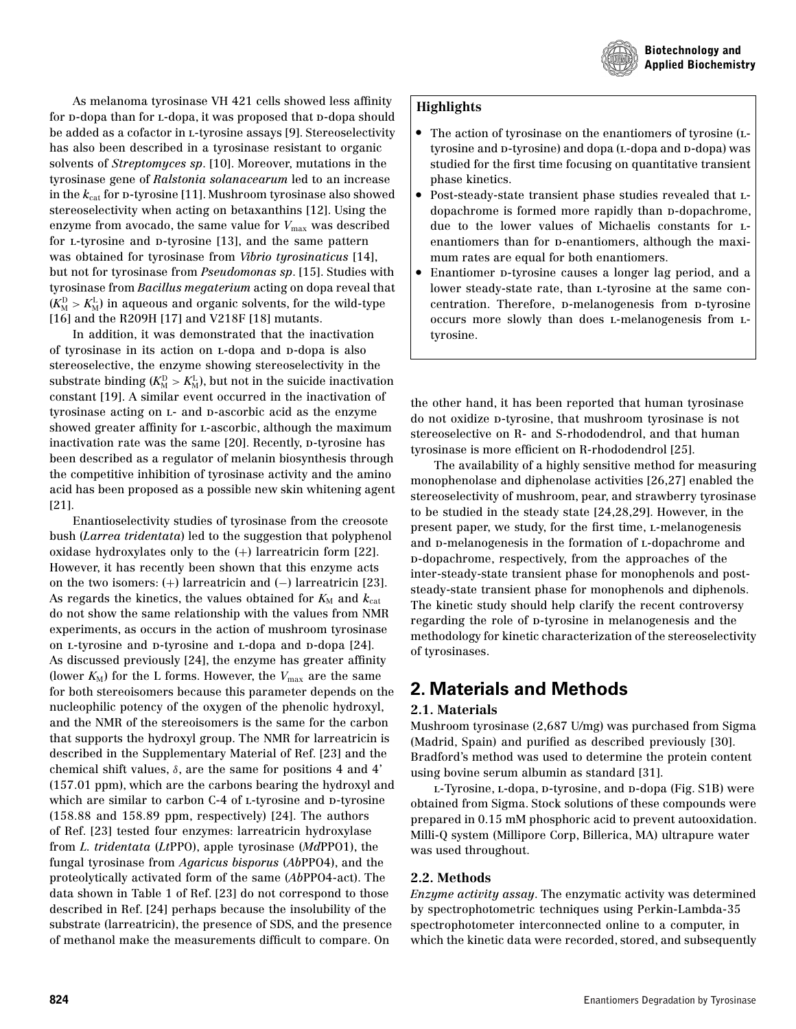As melanoma tyrosinase VH 421 cells showed less affinity for D-dopa than for L-dopa, it was proposed that D-dopa should be added as a cofactor in L-tyrosine assays [9]. Stereoselectivity has also been described in a tyrosinase resistant to organic solvents of *Streptomyces sp*. [10]. Moreover, mutations in the tyrosinase gene of *Ralstonia solanacearum* led to an increase in the $k_{cat}$ for D-tyrosine [11]. Mushroom tyrosinase also showed stereoselectivity when acting on betaxanthins [12]. Using the enzyme from avocado, the same value for $V_{max}$ was described for L-tyrosine and D-tyrosine [13], and the same pattern was obtained for tyrosinase from *Vibrio tyrosinaticus* [14], but not for tyrosinase from *Pseudomonas sp*. [15]. Studies with tyrosinase from *Bacillus megaterium* acting on dopa reveal that ($K_M^D > K_M^L$) in aqueous and organic solvents, for the wild-type [16] and the R209H [17] and V218F [18] mutants.

In addition, it was demonstrated that the inactivation of tyrosinase in its action on L-dopa and D-dopa is also stereoselective, the enzyme showing stereoselectivity in the substrate binding ($K_M^D > K_M^L$), but not in the suicide inactivation constant [19]. A similar event occurred in the inactivation of tyrosinase acting on L- and D-ascorbic acid as the enzyme showed greater affinity for L-ascorbic, although the maximum inactivation rate was the same [20]. Recently, D-tyrosine has been described as a regulator of melanin biosynthesis through the competitive inhibition of tyrosinase activity and the amino acid has been proposed as a possible new skin whitening agent [21].

Enantioselectivity studies of tyrosinase from the creosote bush (*Larrea tridentata*) led to the suggestion that polyphenol oxidase hydroxylates only to the (+) larreatricin form [22]. However, it has recently been shown that this enzyme acts on the two isomers: (+) larreatricin and (−) larreatricin [23]. As regards the kinetics, the values obtained for $K_M$ and $k_{cat}$ do not show the same relationship with the values from NMR experiments, as occurs in the action of mushroom tyrosinase on L-tyrosine and D-tyrosine and L-dopa and D-dopa [24]. As discussed previously [24], the enzyme has greater affinity (lower $K_M$) for the L forms. However, the $V_{max}$ are the same for both stereoisomers because this parameter depends on the nucleophilic potency of the oxygen of the phenolic hydroxyl, and the NMR of the stereoisomers is the same for the carbon that supports the hydroxyl group. The NMR for larreatricin is described in the Supplementary Material of Ref. [23] and the chemical shift values, $\delta$, are the same for positions 4 and 4' (157.01 ppm), which are the carbons bearing the hydroxyl and which are similar to carbon C-4 of L-tyrosine and D-tyrosine (158.88 and 158.89 ppm, respectively) [24]. The authors of Ref. [23] tested four enzymes: larreatricin hydroxylase from *L. tridentata* (*Lt*PPO), apple tyrosinase (*Md*PPO1), the fungal tyrosinase from *Agaricus bisporus* (*Ab*PPO4), and the proteolytically activated form of the same (*Ab*PPO4-act). The data shown in Table 1 of Ref. [23] do not correspond to those described in Ref. [24] perhaps because the insolubility of the substrate (larreatricin), the presence of SDS, and the presence of methanol make the measurements difficult to compare. On the other hand, it has been reported that human tyrosinase do not oxidize D-tyrosine, that mushroom tyrosinase is not stereoselective on R- and S-rhododendrol, and that human tyrosinase is more efficient on R-rhododendrol [25].

The availability of a highly sensitive method for measuring monophenolase and diphenolase activities [26,27] enabled the stereoselectivity of mushroom, pear, and strawberry tyrosinase to be studied in the steady state [24,28,29]. However, in the present paper, we study, for the first time, L-melanogenesis and D-melanogenesis in the formation of L-dopachrome and D-dopachrome, respectively, from the approaches of the inter-steady-state transient phase for monophenols and post-steady-state transient phase for monophenols and diphenols. The kinetic study should help clarify the recent controversy regarding the role of D-tyrosine in melanogenesis and the methodology for kinetic characterization of the stereoselectivity of tyrosinases.

**Highlights**

- The action of tyrosinase on the enantiomers of tyrosine (L-tyrosine and D-tyrosine) and dopa (L-dopa and D-dopa) was studied for the first time focusing on quantitative transient phase kinetics.
- Post-steady-state transient phase studies revealed that L-dopachrome is formed more rapidly than D-dopachrome, due to the lower values of Michaelis constants for L-enantiomers than for D-enantiomers, although the maximum rates are equal for both enantiomers.
- Enantiomer D-tyrosine causes a longer lag period, and a lower steady-state rate, than L-tyrosine at the same concentration. Therefore, D-melanogenesis from D-tyrosine occurs more slowly than does L-melanogenesis from L-tyrosine.

## 2. Materials and Methods

### 2.1. Materials

Mushroom tyrosinase (2,687 U/mg) was purchased from Sigma (Madrid, Spain) and purified as described previously [30]. Bradford's method was used to determine the protein content using bovine serum albumin as standard [31].

L-Tyrosine, L-dopa, D-tyrosine, and D-dopa (Fig. S1B) were obtained from Sigma. Stock solutions of these compounds were prepared in 0.15 mM phosphoric acid to prevent autooxidation. Milli-Q system (Millipore Corp, Billerica, MA) ultrapure water was used throughout.

### 2.2. Methods

*Enzyme activity assay*. The enzymatic activity was determined by spectrophotometer techniques using Perkin-Lambda-35 spectrophotometer interconnected online to a computer, in which the kinetic data were recorded, stored, and subsequently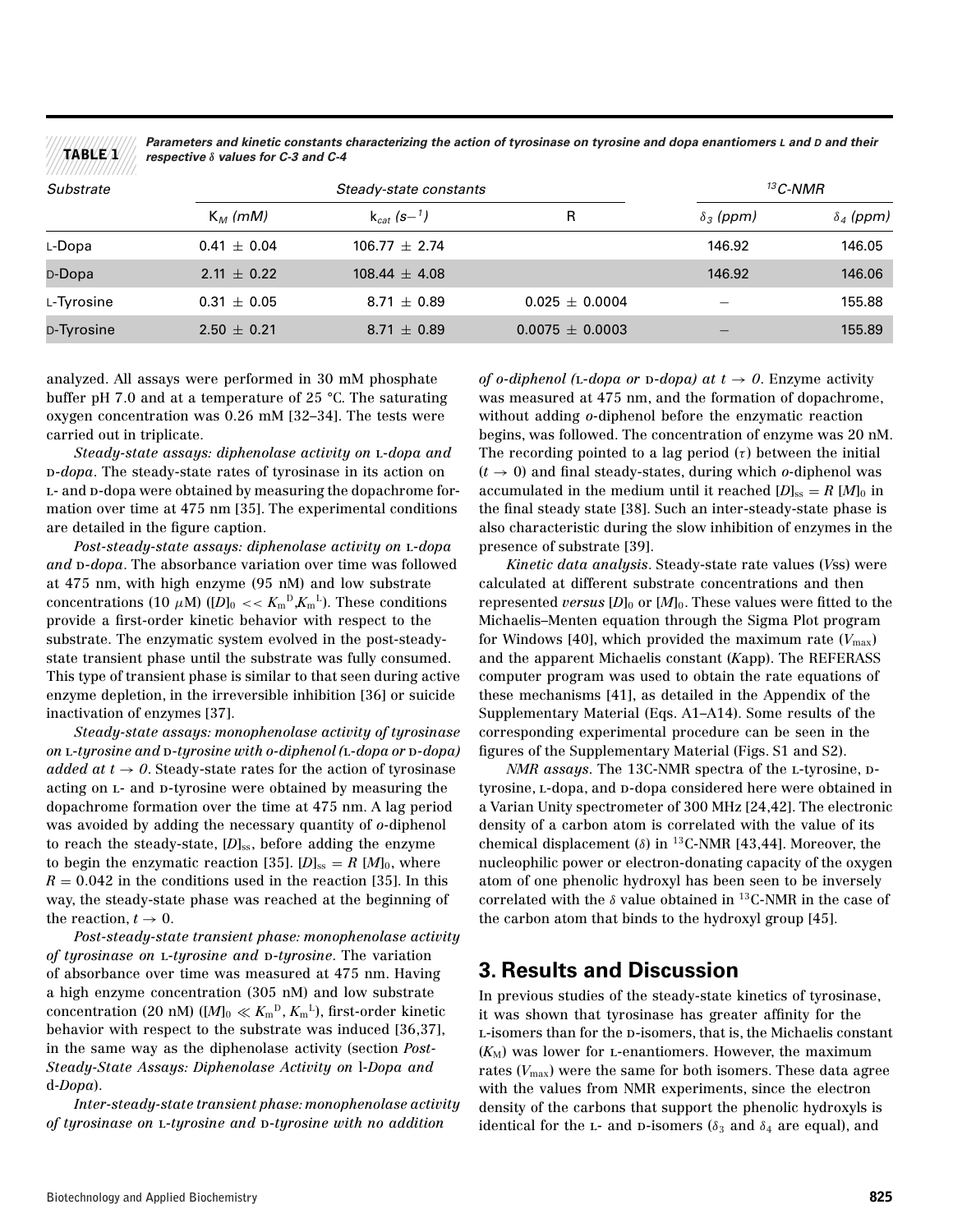**TABLE 1** *Parameters and kinetic constants characterizing the action of tyrosinase on tyrosine and dopa enantiomers L and D and their respective δ values for C-3 and C-4*

| Substrate | Steady-state constants | | | $^{13}$C-NMR | |
|---|---|---|---|---|---|
| | $K_M$ (mM) | $k_{cat}$ ($s^{-1}$) | R | $\delta_3$ (ppm) | $\delta_4$ (ppm) |
| L-Dopa | 0.41 ± 0.04 | 106.77 ± 2.74 | | 146.92 | 146.05 |
| D-Dopa | 2.11 ± 0.22 | 108.44 ± 4.08 | | 146.92 | 146.06 |
| L-Tyrosine | 0.31 ± 0.05 | 8.71 ± 0.89 | 0.025 ± 0.0004 | – | 155.88 |
| D-Tyrosine | 2.50 ± 0.21 | 8.71 ± 0.89 | 0.0075 ± 0.0003 | – | 155.89 |

analyzed. All assays were performed in 30 mM phosphate buffer pH 7.0 and at a temperature of 25 °C. The saturating oxygen concentration was 0.26 mM [32–34]. The tests were carried out in triplicate.

*Steady-state assays: diphenolase activity on L-dopa and D-dopa*. The steady-state rates of tyrosinase in its action on L- and D-dopa were obtained by measuring the dopachrome formation over time at 475 nm [35]. The experimental conditions are detailed in the figure caption.

*Post-steady-state assays: diphenolase activity on L-dopa and D-dopa*. The absorbance variation over time was followed at 475 nm, with high enzyme (95 nM) and low substrate concentrations (10 $\mu$M) ($[D]_0 << K_m^D, K_m^L$). These conditions provide a first-order kinetic behavior with respect to the substrate. The enzymatic system evolved in the post-steady-state transient phase until the substrate was fully consumed. This type of transient phase is similar to that seen during active enzyme depletion, in the irreversible inhibition [36] or suicide inactivation of enzymes [37].

*Steady-state assays: monophenolase activity of tyrosinase on L-tyrosine and D-tyrosine with o-diphenol (L-dopa or D-dopa) added at $t \to 0$*. Steady-state rates for the action of tyrosinase acting on L- and D-tyrosine were obtained by measuring the dopachrome formation over the time at 475 nm. A lag period was avoided by adding the necessary quantity of *o*-diphenol to reach the steady-state, $[D]_{ss}$, before adding the enzyme to begin the enzymatic reaction [35]. $[D]_{ss} = R\ [M]_0$, where $R = 0.042$ in the conditions used in the reaction [35]. In this way, the steady-state phase was reached at the beginning of the reaction, $t \to 0$.

*Post-steady-state transient phase: monophenolase activity of tyrosinase on L-tyrosine and D-tyrosine*. The variation of absorbance over time was measured at 475 nm. Having a high enzyme concentration (305 nM) and low substrate concentration (20 nM) ($[M]_0 \ll K_m^D, K_m^L$), first-order kinetic behavior with respect to the substrate was induced [36,37], in the same way as the diphenolase activity (section *Post-Steady-State Assays: Diphenolase Activity on* l*-Dopa and* d*-Dopa*).

*Inter-steady-state transient phase: monophenolase activity of tyrosinase on L-tyrosine and D-tyrosine with no addition of o-diphenol (L-dopa or D-dopa) at $t \to 0$*. Enzyme activity was measured at 475 nm, and the formation of dopachrome, without adding *o*-diphenol before the enzymatic reaction begins, was followed. The concentration of enzyme was 20 nM. The recording pointed to a lag period ($\tau$) between the initial ($t \to 0$) and final steady-states, during which *o*-diphenol was accumulated in the medium until it reached $[D]_{ss} = R\ [M]_0$ in the final steady state [38]. Such an inter-steady-state phase is also characteristic during the slow inhibition of enzymes in the presence of substrate [39].

*Kinetic data analysis*. Steady-state rate values ($V$ss) were calculated at different substrate concentrations and then represented *versus* $[D]_0$ or $[M]_0$. These values were fitted to the Michaelis–Menten equation through the Sigma Plot program for Windows [40], which provided the maximum rate ($V_{max}$) and the apparent Michaelis constant ($K$app). The REFERASS computer program was used to obtain the rate equations of these mechanisms [41], as detailed in the Appendix of the Supplementary Material (Eqs. A1–A14). Some results of the corresponding experimental procedure can be seen in the figures of the Supplementary Material (Figs. S1 and S2).

*NMR assays*. The 13C-NMR spectra of the L-tyrosine, D-tyrosine, L-dopa, and D-dopa considered here were obtained in a Varian Unity spectrometer of 300 MHz [24,42]. The electronic density of a carbon atom is correlated with the value of its chemical displacement ($\delta$) in $^{13}$C-NMR [43,44]. Moreover, the nucleophilic power or electron-donating capacity of the oxygen atom of one phenolic hydroxyl has been seen to be inversely correlated with the $\delta$ value obtained in $^{13}$C-NMR in the case of the carbon atom that binds to the hydroxyl group [45].

## 3. Results and Discussion

In previous studies of the steady-state kinetics of tyrosinase, it was shown that tyrosinase has greater affinity for the L-isomers than for the D-isomers, that is, the Michaelis constant ($K_M$) was lower for L-enantiomers. However, the maximum rates ($V_{max}$) were the same for both isomers. These data agree with the values from NMR experiments, since the electron density of the carbons that support the phenolic hydroxyls is identical for the L- and D-isomers ($\delta_3$ and $\delta_4$ are equal), and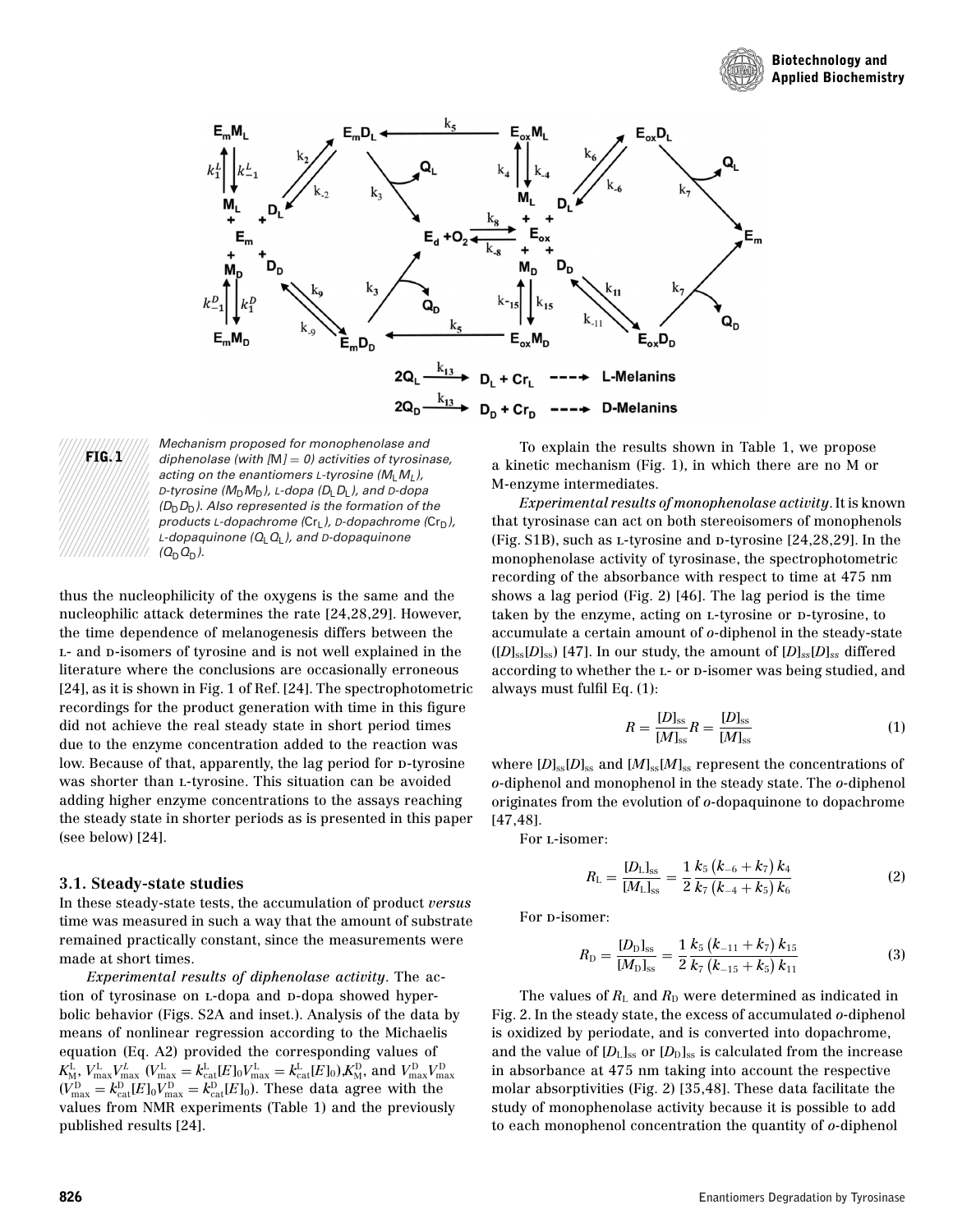FIG. 1 Mechanism proposed for monophenolase and diphenolase (with $[M] = 0$) activities of tyrosinase, acting on the enantiomers L-tyrosine ($M_L$), D-tyrosine ($M_D$), L-dopa ($D_L$), and D-dopa ($D_D$). Also represented is the formation of the products L-dopachrome ($Cr_L$), D-dopachrome ($Cr_D$), L-dopaquinone ($Q_L$), and D-dopaquinone ($Q_D$).

thus the nucleophilicity of the oxygens is the same and the nucleophilic attack determines the rate [24,28,29]. However, the time dependence of melanogenesis differs between the L- and D-isomers of tyrosine and is not well explained in the literature where the conclusions are occasionally erroneous [24], as it is shown in Fig. 1 of Ref. [24]. The spectrophotometric recordings for the product generation with time in this figure did not achieve the real steady state in short period times due to the enzyme concentration added to the reaction was low. Because of that, apparently, the lag period for D-tyrosine was shorter than L-tyrosine. This situation can be avoided adding higher enzyme concentrations to the assays reaching the steady state in shorter periods as is presented in this paper (see below) [24].

### 3.1. Steady-state studies

In these steady-state tests, the accumulation of product *versus* time was measured in such a way that the amount of substrate remained practically constant, since the measurements were made at short times.

*Experimental results of diphenolase activity*. The action of tyrosinase on L-dopa and D-dopa showed hyperbolic behavior (Figs. S2A and inset.). Analysis of the data by means of nonlinear regression according to the Michaelis equation (Eq. A2) provided the corresponding values of $K_M^L$, $V_{max}^L$ ($V_{max}^L = k_{cat}^L[E]_0$), $K_M^D$, and $V_{max}^D$ ($V_{max}^D = k_{cat}^D[E]_0$). These data agree with the values from NMR experiments (Table 1) and the previously published results [24].

To explain the results shown in Table 1, we propose a kinetic mechanism (Fig. 1), in which there are no M or M-enzyme intermediates.

*Experimental results of monophenolase activity*. It is known that tyrosinase can act on both stereoisomers of monophenols (Fig. S1B), such as L-tyrosine and D-tyrosine [24,28,29]. In the monophenolase activity of tyrosinase, the spectrophotometric recording of the absorbance with respect to time at 475 nm shows a lag period (Fig. 2) [46]. The lag period is the time taken by the enzyme, acting on L-tyrosine or D-tyrosine, to accumulate a certain amount of *o*-diphenol in the steady-state ($[D]_{ss}$) [47]. In our study, the amount of $[D]_{ss}$ differed according to whether the L- or D-isomer was being studied, and always must fulfil Eq. (1):

$$R = \frac{[D]_{ss}}{[M]_{ss}} \tag{1}$$

where $[D]_{ss}$ and $[M]_{ss}$ represent the concentrations of *o*-diphenol and monophenol in the steady state. The *o*-diphenol originates from the evolution of *o*-dopaquinone to dopachrome [47,48].

For L-isomer:

$$R_L = \frac{[D_L]_{ss}}{[M_L]_{ss}} = \frac{1}{2}\frac{k_5\,(k_{-6}+k_7)\,k_4}{k_7\,(k_{-4}+k_5)\,k_6} \tag{2}$$

For D-isomer:

$$R_D = \frac{[D_D]_{ss}}{[M_D]_{ss}} = \frac{1}{2}\frac{k_5\,(k_{-11}+k_7)\,k_{15}}{k_7\,(k_{-15}+k_5)\,k_{11}} \tag{3}$$

The values of $R_L$ and $R_D$ were determined as indicated in Fig. 2. In the steady state, the excess of accumulated *o*-diphenol is oxidized by periodate, and is converted into dopachrome, and the value of $[D_L]_{ss}$ or $[D_D]_{ss}$ is calculated from the increase in absorbance at 475 nm taking into account the respective molar absorptivities (Fig. 2) [35,48]. These data facilitate the study of monophenolase activity because it is possible to add to each monophenol concentration the quantity of *o*-diphenol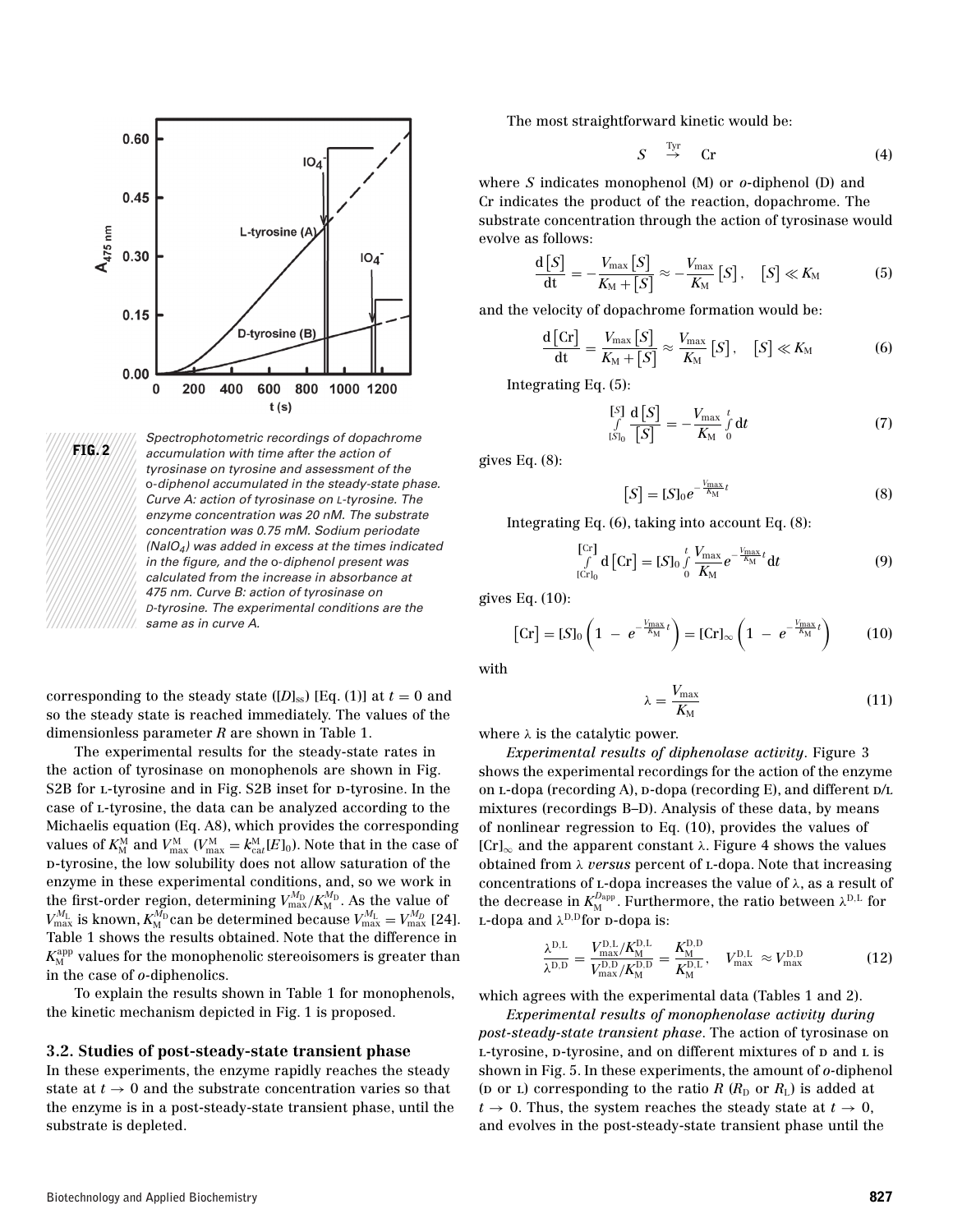FIG. 2 Spectrophotometric recordings of dopachrome accumulation with time after the action of tyrosinase on tyrosine and assessment of the o-diphenol accumulated in the steady-state phase. Curve A: action of tyrosinase on L-tyrosine. The enzyme concentration was 20 nM. The substrate concentration was 0.75 mM. Sodium periodate ($NaIO_4$) was added in excess at the times indicated in the figure, and the o-diphenol present was calculated from the increase in absorbance at 475 nm. Curve B: action of tyrosinase on D-tyrosine. The experimental conditions are the same as in curve A.

corresponding to the steady state ($[D]_{ss}$) [Eq. (1)] at $t = 0$ and so the steady state is reached immediately. The values of the dimensionless parameter $R$ are shown in Table 1.

The experimental results for the steady-state rates in the action of tyrosinase on monophenols are shown in Fig. S2B for L-tyrosine and in Fig. S2B inset for D-tyrosine. In the case of L-tyrosine, the data can be analyzed according to the Michaelis equation (Eq. A8), which provides the corresponding values of $K_M^M$ and $V_{max}^M$ ($V_{max}^M = k_{cat}^M[E]_0$). Note that in the case of D-tyrosine, the low solubility does not allow saturation of the enzyme in these experimental conditions, and, so we work in the first-order region, determining $V_{max}^{M_D}/K_M^{M_D}$. As the value of $V_{max}^{M_L}$ is known, $K_M^{M_D}$ can be determined because $V_{max}^{M_L} = V_{max}^{M_D}$ [24]. Table 1 shows the results obtained. Note that the difference in $K_M^{app}$ values for the monophenolic stereoisomers is greater than in the case of o-diphenolics.

To explain the results shown in Table 1 for monophenols, the kinetic mechanism depicted in Fig. 1 is proposed.

### 3.2. Studies of post-steady-state transient phase

In these experiments, the enzyme rapidly reaches the steady state at $t \to 0$ and the substrate concentration varies so that the enzyme is in a post-steady-state transient phase, until the substrate is depleted.

The most straightforward kinetic would be:

$$S \overset{\text{Tyr}}{\rightarrow} \text{Cr} \tag{4}$$

where $S$ indicates monophenol (M) or o-diphenol (D) and Cr indicates the product of the reaction, dopachrome. The substrate concentration through the action of tyrosinase would evolve as follows:

$$\frac{d[S]}{dt} = -\frac{V_{max}[S]}{K_M + [S]} \approx -\frac{V_{max}}{K_M}[S], \quad [S] \ll K_M \tag{5}$$

and the velocity of dopachrome formation would be:

$$\frac{d[\text{Cr}]}{dt} = \frac{V_{max}[S]}{K_M + [S]} \approx \frac{V_{max}}{K_M}[S], \quad [S] \ll K_M \tag{6}$$

Integrating Eq. (5):

$$\int_{[S]_0}^{[S]} \frac{d[S]}{[S]} = -\frac{V_{max}}{K_M}\int_0^t dt \tag{7}$$

gives Eq. (8):

$$[S] = [S]_0 e^{-\frac{V_{max}}{K_M}t} \tag{8}$$

Integrating Eq. (6), taking into account Eq. (8):

$$\int_{[\text{Cr}]_0}^{[\text{Cr}]} d[\text{Cr}] = [S]_0 \int_0^t \frac{V_{max}}{K_M} e^{-\frac{V_{max}}{K_M}t} dt \tag{9}$$

gives Eq. (10):

$$[\text{Cr}] = [S]_0\left(1 - e^{-\frac{V_{max}}{K_M}t}\right) = [\text{Cr}]_\infty\left(1 - e^{-\frac{V_{max}}{K_M}t}\right) \tag{10}$$

with

$$\lambda = \frac{V_{max}}{K_M} \tag{11}$$

where $\lambda$ is the catalytic power.

*Experimental results of diphenolase activity.* Figure 3 shows the experimental recordings for the action of the enzyme on L-dopa (recording A), D-dopa (recording E), and different D/L mixtures (recordings B–D). Analysis of these data, by means of nonlinear regression to Eq. (10), provides the values of $[\text{Cr}]_\infty$ and the apparent constant $\lambda$. Figure 4 shows the values obtained from $\lambda$ *versus* percent of L-dopa. Note that increasing concentrations of L-dopa increases the value of $\lambda$, as a result of the decrease in $K_M^{D_{app}}$. Furthermore, the ratio between $\lambda^{D,L}$ for L-dopa and $\lambda^{D,D}$ for D-dopa is:

$$\frac{\lambda^{D,L}}{\lambda^{D,D}} = \frac{V_{max}^{D,L}/K_M^{D,L}}{V_{max}^{D,D}/K_M^{D,D}} = \frac{K_M^{D,D}}{K_M^{D,L}}, \quad V_{max}^{D,L} \approx V_{max}^{D,D} \tag{12}$$

which agrees with the experimental data (Tables 1 and 2).

*Experimental results of monophenolase activity during post-steady-state transient phase.* The action of tyrosinase on L-tyrosine, D-tyrosine, and on different mixtures of D and L is shown in Fig. 5. In these experiments, the amount of o-diphenol (D or L) corresponding to the ratio $R$ ($R_D$ or $R_L$) is added at $t \to 0$. Thus, the system reaches the steady state at $t \to 0$, and evolves in the post-steady-state transient phase until the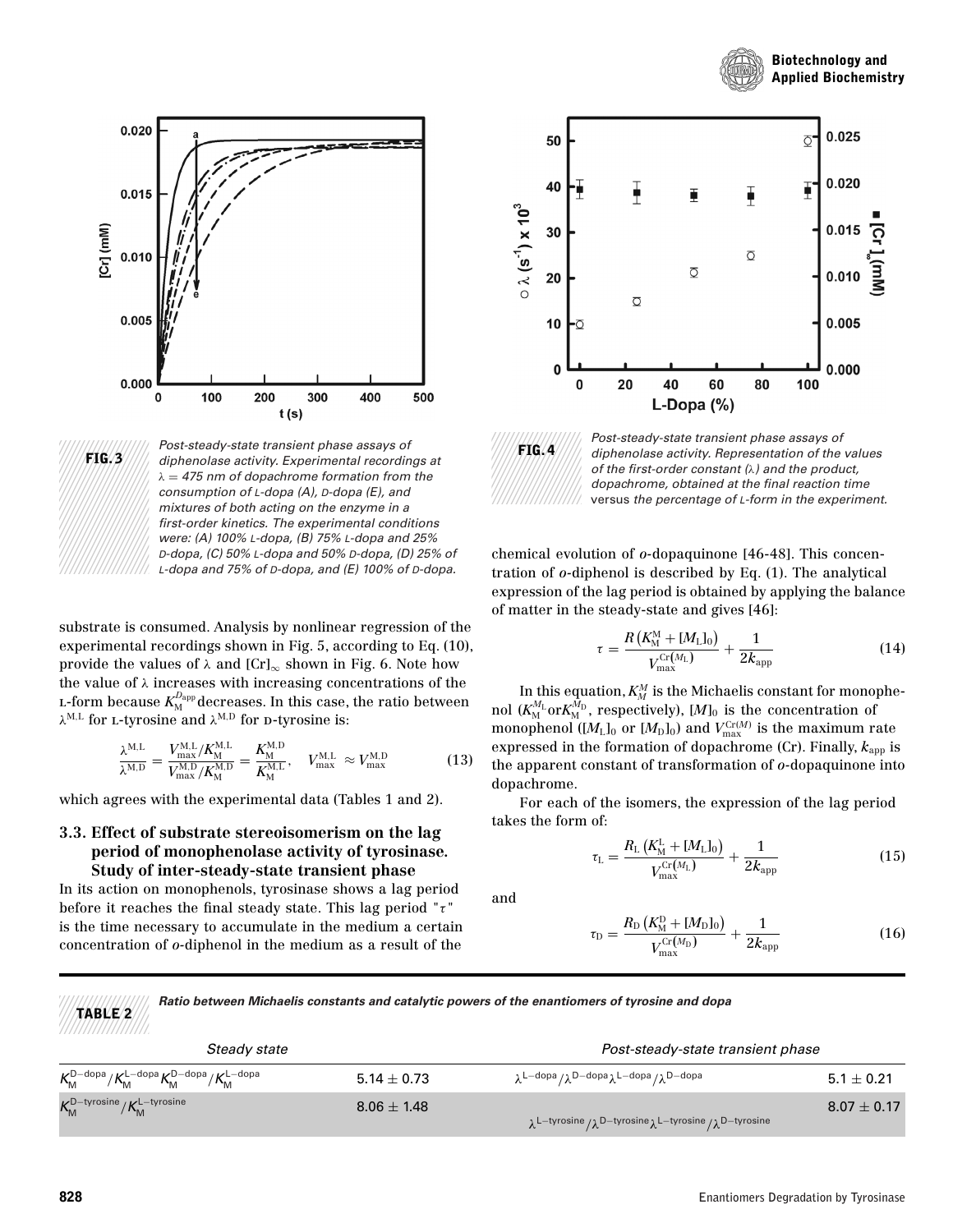FIG. 3 Post-steady-state transient phase assays of diphenolase activity. Experimental recordings at $\lambda = 475$ nm of dopachrome formation from the consumption of L-dopa (A), D-dopa (E), and mixtures of both acting on the enzyme in a first-order kinetics. The experimental conditions were: (A) 100% L-dopa, (B) 75% L-dopa and 25% D-dopa, (C) 50% L-dopa and 50% D-dopa, (D) 25% of L-dopa and 75% of D-dopa, and (E) 100% of D-dopa.

FIG. 4 Post-steady-state transient phase assays of diphenolase activity. Representation of the values of the first-order constant ($\lambda$) and the product, dopachrome, obtained at the final reaction time versus the percentage of L-form in the experiment.

substrate is consumed. Analysis by nonlinear regression of the experimental recordings shown in Fig. 5, according to Eq. (10), provide the values of $\lambda$ and $[Cr]_\infty$ shown in Fig. 6. Note how the value of $\lambda$ increases with increasing concentrations of the L-form because $K_M^{D_{app}}$ decreases. In this case, the ratio between $\lambda^{M,L}$ for L-tyrosine and $\lambda^{M,D}$ for D-tyrosine is:

$$\frac{\lambda^{M,L}}{\lambda^{M,D}} = \frac{V_{max}^{M,L}/K_M^{M,L}}{V_{max}^{M,D}/K_M^{M,D}} = \frac{K_M^{M,D}}{K_M^{M,L}}, \quad V_{max}^{M,L} \approx V_{max}^{M,D} \tag{13}$$

which agrees with the experimental data (Tables 1 and 2).

### 3.3. Effect of substrate stereoisomerism on the lag period of monophenolase activity of tyrosinase. Study of inter-steady-state transient phase

In its action on monophenols, tyrosinase shows a lag period before it reaches the final steady state. This lag period "$\tau$" is the time necessary to accumulate in the medium a certain concentration of *o*-diphenol in the medium as a result of the chemical evolution of *o*-dopaquinone [46-48]. This concentration of *o*-diphenol is described by Eq. (1). The analytical expression of the lag period is obtained by applying the balance of matter in the steady-state and gives [46]:

$$\tau = \frac{R\left(K_M^M + [M_L]_0\right)}{V_{max}^{Cr(M_L)}} + \frac{1}{2k_{app}} \tag{14}$$

In this equation, $K_M^M$ is the Michaelis constant for monophenol ($K_M^{M_L}$ or $K_M^{M_D}$, respectively), $[M]_0$ is the concentration of monophenol ($[M_L]_0$ or $[M_D]_0$) and $V_{max}^{Cr(M)}$ is the maximum rate expressed in the formation of dopachrome (Cr). Finally, $k_{app}$ is the apparent constant of transformation of *o*-dopaquinone into dopachrome.

For each of the isomers, the expression of the lag period takes the form of:

$$\tau_L = \frac{R_L\left(K_M^L + [M_L]_0\right)}{V_{max}^{Cr(M_L)}} + \frac{1}{2k_{app}} \tag{15}$$

and

$$\tau_D = \frac{R_D\left(K_M^D + [M_D]_0\right)}{V_{max}^{Cr(M_D)}} + \frac{1}{2k_{app}} \tag{16}$$

TABLE 2 Ratio between Michaelis constants and catalytic powers of the enantiomers of tyrosine and dopa

| Steady state | | Post-steady-state transient phase | |
|---|---|---|---|
| $K_M^{D-dopa}/K_M^{L-dopa}$ | $5.14 \pm 0.73$ | $\lambda^{L-dopa}/\lambda^{D-dopa}$ | $5.1 \pm 0.21$ |
| $K_M^{D-tyrosine}/K_M^{L-tyrosine}$ | $8.06 \pm 1.48$ | $\lambda^{L-tyrosine}/\lambda^{D-tyrosine}$ | $8.07 \pm 0.17$ |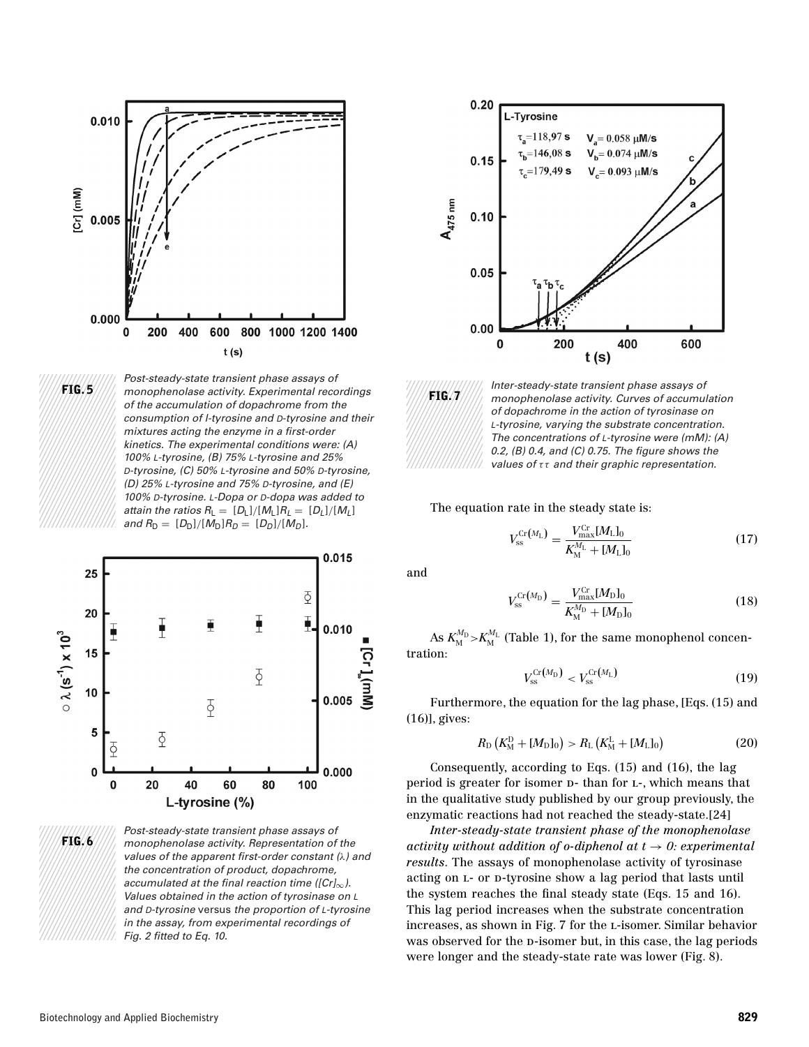**FIG. 5** Post-steady-state transient phase assays of monophenolase activity. Experimental recordings of the accumulation of dopachrome from the consumption of l-tyrosine and D-tyrosine and their mixtures acting the enzyme in a first-order kinetics. The experimental conditions were: (A) 100% L-tyrosine, (B) 75% L-tyrosine and 25% D-tyrosine, (C) 50% L-tyrosine and 50% D-tyrosine, (D) 25% L-tyrosine and 75% D-tyrosine, and (E) 100% D-tyrosine. L-Dopa or D-dopa was added to attain the ratios $R_L = [D_L]/[M_L] R_L = [D_L]/[M_L]$ and $R_D = [D_D]/[M_D] R_D = [D_D]/[M_D]$.

**FIG. 6** Post-steady-state transient phase assays of monophenolase activity. Representation of the values of the apparent first-order constant ($\lambda$) and the concentration of product, dopachrome, accumulated at the final reaction time ($[Cr]_\infty$). Values obtained in the action of tyrosinase on L and D-tyrosine versus the proportion of L-tyrosine in the assay, from experimental recordings of Fig. 2 fitted to Eq. 10.

**FIG. 7** Inter-steady-state transient phase assays of monophenolase activity. Curves of accumulation of dopachrome in the action of tyrosinase on L-tyrosine, varying the substrate concentration. The concentrations of L-tyrosine were (mM): (A) 0.2, (B) 0.4, and (C) 0.75. The figure shows the values of $\tau\tau$ and their graphic representation.

The equation rate in the steady state is:

$$V_{ss}^{Cr(M_L)} = \frac{V_{max}^{Cr}[M_L]_0}{K_M^{M_L} + [M_L]_0} \tag{17}$$

and

$$V_{ss}^{Cr(M_D)} = \frac{V_{max}^{Cr}[M_D]_0}{K_M^{M_D} + [M_D]_0} \tag{18}$$

As $K_M^{M_D} > K_M^{M_L}$ (Table 1), for the same monophenol concentration:

$$V_{ss}^{Cr(M_D)} < V_{ss}^{Cr(M_L)} \tag{19}$$

Furthermore, the equation for the lag phase, [Eqs. (15) and (16)], gives:

$$R_D\left(K_M^D + [M_D]_0\right) > R_L\left(K_M^L + [M_L]_0\right) \tag{20}$$

Consequently, according to Eqs. (15) and (16), the lag period is greater for isomer D- than for L-, which means that in the qualitative study published by our group previously, the enzymatic reactions had not reached the steady-state.[24]

*Inter-steady-state transient phase of the monophenolase activity without addition of o-diphenol at $t \to 0$: experimental results*. The assays of monophenolase activity of tyrosinase acting on L- or D-tyrosine show a lag period that lasts until the system reaches the final steady state (Eqs. 15 and 16). This lag period increases when the substrate concentration increases, as shown in Fig. 7 for the L-isomer. Similar behavior was observed for the D-isomer but, in this case, the lag periods were longer and the steady-state rate was lower (Fig. 8).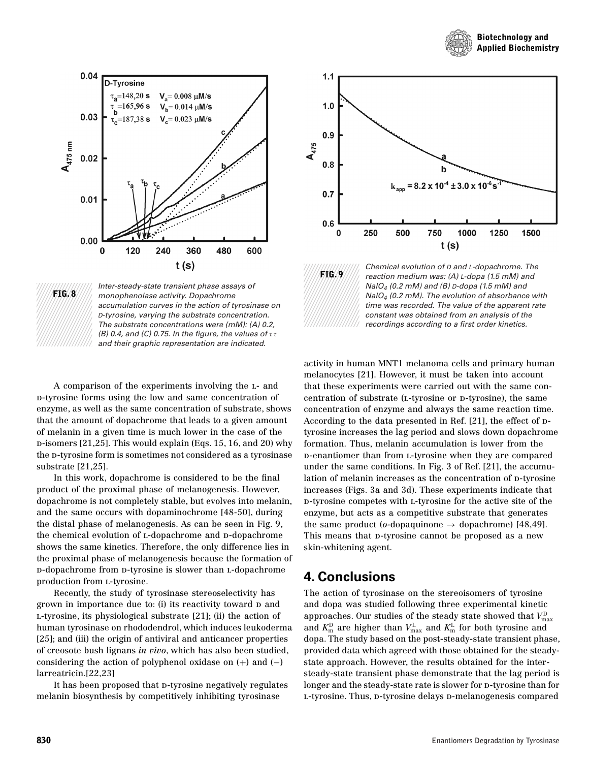FIG. 8 Inter-steady-state transient phase assays of monophenolase activity. Dopachrome accumulation curves in the action of tyrosinase on D-tyrosine, varying the substrate concentration. The substrate concentrations were (mM): (A) 0.2, (B) 0.4, and (C) 0.75. In the figure, the values of $\tau\tau$ and their graphic representation are indicated.

FIG. 9 Chemical evolution of D and L-dopachrome. The reaction medium was: (A) L-dopa (1.5 mM) and $NaIO_4$ (0.2 mM) and (B) D-dopa (1.5 mM) and $NaIO_4$ (0.2 mM). The evolution of absorbance with time was recorded. The value of the apparent rate constant was obtained from an analysis of the recordings according to a first order kinetics.

A comparison of the experiments involving the L- and D-tyrosine forms using the low and same concentration of enzyme, as well as the same concentration of substrate, shows that the amount of dopachrome that leads to a given amount of melanin in a given time is much lower in the case of the D-isomers [21,25]. This would explain (Eqs. 15, 16, and 20) why the D-tyrosine form is sometimes not considered as a tyrosinase substrate [21,25].

In this work, dopachrome is considered to be the final product of the proximal phase of melanogenesis. However, dopachrome is not completely stable, but evolves into melanin, and the same occurs with dopaminochrome [48-50], during the distal phase of melanogenesis. As can be seen in Fig. 9, the chemical evolution of L-dopachrome and D-dopachrome shows the same kinetics. Therefore, the only difference lies in the proximal phase of melanogenesis because the formation of D-dopachrome from D-tyrosine is slower than L-dopachrome production from L-tyrosine.

Recently, the study of tyrosinase stereoselectivity has grown in importance due to: (i) its reactivity toward D and L-tyrosine, its physiological substrate [21]; (ii) the action of human tyrosinase on rhododendrol, which induces leukoderma [25]; and (iii) the origin of antiviral and anticancer properties of creosote bush lignans *in vivo*, which has also been studied, considering the action of polyphenol oxidase on (+) and (−) larreatricin.[22,23]

It has been proposed that D-tyrosine negatively regulates melanin biosynthesis by competitively inhibiting tyrosinase activity in human MNT1 melanoma cells and primary human melanocytes [21]. However, it must be taken into account that these experiments were carried out with the same concentration of substrate (L-tyrosine or D-tyrosine), the same concentration of enzyme and always the same reaction time. According to the data presented in Ref. [21], the effect of D-tyrosine increases the lag period and slows down dopachrome formation. Thus, melanin accumulation is lower from the D-enantiomer than from L-tyrosine when they are compared under the same conditions. In Fig. 3 of Ref. [21], the accumulation of melanin increases as the concentration of D-tyrosine increases (Figs. 3a and 3d). These experiments indicate that D-tyrosine competes with L-tyrosine for the active site of the enzyme, but acts as a competitive substrate that generates the same product (*o*-dopaquinone → dopachrome) [48,49]. This means that D-tyrosine cannot be proposed as a new skin-whitening agent.

## 4. Conclusions

The action of tyrosinase on the stereoisomers of tyrosine and dopa was studied following three experimental kinetic approaches. Our studies of the steady state showed that $V_{max}^{D}$ and $K_{m}^{D}$ are higher than $V_{max}^{L}$ and $K_{m}^{L}$ for both tyrosine and dopa. The study based on the post-steady-state transient phase, provided data which agreed with those obtained for the steady-state approach. However, the results obtained for the inter-steady-state transient phase demonstrate that the lag period is longer and the steady-state rate is slower for D-tyrosine than for L-tyrosine. Thus, D-tyrosine delays D-melanogenesis compared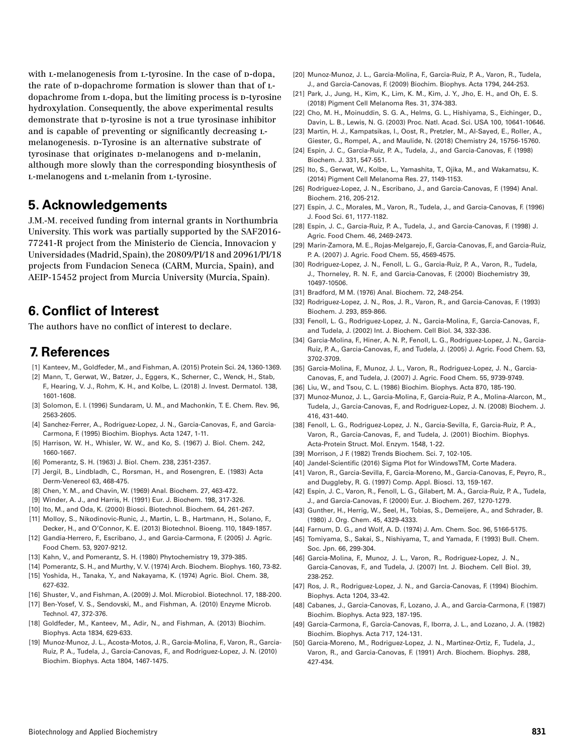with L-melanogenesis from L-tyrosine. In the case of D-dopa, the rate of D-dopachrome formation is slower than that of L-dopachrome from L-dopa, but the limiting process is D-tyrosine hydroxylation. Consequently, the above experimental results demonstrate that D-tyrosine is not a true tyrosinase inhibitor and is capable of preventing or significantly decreasing L-melanogenesis. D-Tyrosine is an alternative substrate of tyrosinase that originates D-melanogens and D-melanin, although more slowly than the corresponding biosynthesis of L-melanogens and L-melanin from L-tyrosine.

## 5. Acknowledgements

J.M.-M. received funding from internal grants in Northumbria University. This work was partially supported by the SAF2016-77241-R project from the Ministerio de Ciencia, Innovacion y Universidades (Madrid, Spain), the 20809/PI/18 and 20961/PI/18 projects from Fundacion Seneca (CARM, Murcia, Spain), and AEIP-15452 project from Murcia University (Murcia, Spain).

## 6. Conflict of Interest

The authors have no conflict of interest to declare.

## 7. References

[1] Kanteev, M., Goldfeder, M., and Fishman, A. (2015) Protein Sci. 24, 1360-1369.

[2] Mann, T., Gerwat, W., Batzer, J., Eggers, K., Scherner, C., Wenck, H., Stab, F., Hearing, V. J., Rohm, K. H., and Kolbe, L. (2018) J. Invest. Dermatol. 138, 1601-1608.

[3] Solomon, E. I. (1996) Sundaram, U. M., and Machonkin, T. E. Chem. Rev. 96, 2563-2605.

[4] Sanchez-Ferrer, A., Rodriguez-Lopez, J. N., Garcia-Canovas, F., and Garcia-Carmona, F. (1995) Biochim. Biophys. Acta 1247, 1-11.

[5] Harrison, W. H., Whisler, W. W., and Ko, S. (1967) J. Biol. Chem. 242, 1660-1667.

[6] Pomerantz, S. H. (1963) J. Biol. Chem. 238, 2351-2357.

[7] Jergil, B., Lindbladh, C., Rorsman, H., and Rosengren, E. (1983) Acta Derm-Venereol 63, 468-475.

[8] Chen, Y. M., and Chavin, W. (1969) Anal. Biochem. 27, 463-472.

[9] Winder, A. J., and Harris, H. (1991) Eur. J. Biochem. 198, 317-326.

[10] Ito, M., and Oda, K. (2000) Biosci. Biotechnol. Biochem. 64, 261-267.

[11] Molloy, S., Nikodinovic-Runic, J., Martin, L. B., Hartmann, H., Solano, F., Decker, H., and O'Connor, K. E. (2013) Biotechnol. Bioeng. 110, 1849-1857.

[12] Gandia-Herrero, F., Escribano, J., and Garcia-Carmona, F. (2005) J. Agric. Food Chem. 53, 9207-9212.

[13] Kahn, V., and Pomerantz, S. H. (1980) Phytochemistry 19, 379-385.

[14] Pomerantz, S. H., and Murthy, V. V. (1974) Arch. Biochem. Biophys. 160, 73-82.

[15] Yoshida, H., Tanaka, Y., and Nakayama, K. (1974) Agric. Biol. Chem. 38, 627-632.

[16] Shuster, V., and Fishman, A. (2009) J. Mol. Microbiol. Biotechnol. 17, 188-200.

[17] Ben-Yosef, V. S., Sendovski, M., and Fishman, A. (2010) Enzyme Microb. Technol. 47, 372-376.

[18] Goldfeder, M., Kanteev, M., Adir, N., and Fishman, A. (2013) Biochim. Biophys. Acta 1834, 629-633.

[19] Munoz-Munoz, J. L., Acosta-Motos, J. R., Garcia-Molina, F., Varon, R., Garcia-Ruiz, P. A., Tudela, J., Garcia-Canovas, F., and Rodriguez-Lopez, J. N. (2010) Biochim. Biophys. Acta 1804, 1467-1475.

[20] Munoz-Munoz, J. L., Garcia-Molina, F., Garcia-Ruiz, P. A., Varon, R., Tudela, J., and Garcia-Canovas, F. (2009) Biochim. Biophys. Acta 1794, 244-253.

[21] Park, J., Jung, H., Kim, K., Lim, K. M., Kim, J. Y., Jho, E. H., and Oh, E. S. (2018) Pigment Cell Melanoma Res. 31, 374-383.

[22] Cho, M. H., Moinuddin, S. G. A., Helms, G. L., Hishiyama, S., Eichinger, D., Davin, L. B., Lewis, N. G. (2003) Proc. Natl. Acad. Sci. USA 100, 10641-10646.

[23] Martin, H. J., Kampatsikas, I., Oost, R., Pretzler, M., Al-Sayed, E., Roller, A., Giester, G., Rompel, A., and Maulide, N. (2018) Chemistry 24, 15756-15760.

[24] Espin, J. C., Garcia-Ruiz, P. A., Tudela, J., and Garcia-Canovas, F. (1998) Biochem. J. 331, 547-551.

[25] Ito, S., Gerwat, W., Kolbe, L., Yamashita, T., Ojika, M., and Wakamatsu, K. (2014) Pigment Cell Melanoma Res. 27, 1149-1153.

[26] Rodriguez-Lopez, J. N., Escribano, J., and Garcia-Canovas, F. (1994) Anal. Biochem. 216, 205-212.

[27] Espin, J. C., Morales, M., Varon, R., Tudela, J., and Garcia-Canovas, F. (1996) J. Food Sci. 61, 1177-1182.

[28] Espin, J. C., Garcia-Ruiz, P. A., Tudela, J., and Garcia-Canovas, F. (1998) J. Agric. Food Chem. 46, 2469-2473.

[29] Marin-Zamora, M. E., Rojas-Melgarejo, F., Garcia-Canovas, F., and Garcia-Ruiz, P. A. (2007) J. Agric. Food Chem. 55, 4569-4575.

[30] Rodriguez-Lopez, J. N., Fenoll, L. G., Garcia-Ruiz, P. A., Varon, R., Tudela, J., Thorneley, R. N. F., and Garcia-Canovas, F. (2000) Biochemistry 39, 10497-10506.

[31] Bradford, M M. (1976) Anal. Biochem. 72, 248-254.

[32] Rodriguez-Lopez, J. N., Ros, J. R., Varon, R., and Garcia-Canovas, F. (1993) Biochem. J. 293, 859-866.

[33] Fenoll, L. G., Rodriguez-Lopez, J. N., Garcia-Molina, F., Garcia-Canovas, F., and Tudela, J. (2002) Int. J. Biochem. Cell Biol. 34, 332-336.

[34] Garcia-Molina, F., Hiner, A. N. P., Fenoll, L. G., Rodriguez-Lopez, J. N., Garcia-Ruiz, P. A., Garcia-Canovas, F., and Tudela, J. (2005) J. Agric. Food Chem. 53, 3702-3709.

[35] Garcia-Molina, F., Munoz, J. L., Varon, R., Rodriguez-Lopez, J. N., Garcia-Canovas, F., and Tudela, J. (2007) J. Agric. Food Chem. 55, 9739-9749.

[36] Liu, W., and Tsou, C. L. (1986) Biochim. Biophys. Acta 870, 185-190.

[37] Munoz-Munoz, J. L., Garcia-Molina, F., Garcia-Ruiz, P. A., Molina-Alarcon, M., Tudela, J., Garcia-Canovas, F., and Rodriguez-Lopez, J. N. (2008) Biochem. J. 416, 431-440.

[38] Fenoll, L. G., Rodriguez-Lopez, J. N., Garcia-Sevilla, F., Garcia-Ruiz, P. A., Varon, R., Garcia-Canovas, F., and Tudela, J. (2001) Biochim. Biophys. Acta-Protein Struct. Mol. Enzym. 1548, 1-22.

[39] Morrison, J F. (1982) Trends Biochem. Sci. 7, 102-105.

[40] Jandel-Scientific (2016) Sigma Plot for WindowsTM, Corte Madera.

[41] Varon, R., Garcia-Sevilla, F., Garcia-Moreno, M., Garcia-Canovas, F., Peyro, R., and Duggleby, R. G. (1997) Comp. Appl. Biosci. 13, 159-167.

[42] Espin, J. C., Varon, R., Fenoll, L. G., Gilabert, M. A., Garcia-Ruiz, P. A., Tudela, J., and Garcia-Canovas, F. (2000) Eur. J. Biochem. 267, 1270-1279.

[43] Gunther, H., Herrig, W., Seel, H., Tobias, S., Demeijere, A., and Schrader, B. (1980) J. Org. Chem. 45, 4329-4333.

[44] Farnum, D. G., and Wolf, A. D. (1974) J. Am. Chem. Soc. 96, 5166-5175.

[45] Tomiyama, S., Sakai, S., Nishiyama, T., and Yamada, F. (1993) Bull. Chem. Soc. Jpn. 66, 299-304.

[46] Garcia-Molina, F., Munoz, J. L., Varon, R., Rodriguez-Lopez, J. N., Garcia-Canovas, F., and Tudela, J. (2007) Int. J. Biochem. Cell Biol. 39, 238-252.

[47] Ros, J. R., Rodriguez-Lopez, J. N., and Garcia-Canovas, F. (1994) Biochim. Biophys. Acta 1204, 33-42.

[48] Cabanes, J., Garcia-Canovas, F., Lozano, J. A., and Garcia-Carmona, F. (1987) Biochim. Biophys. Acta 923, 187-195.

[49] Garcia-Carmona, F., Garcia-Canovas, F., Iborra, J. L., and Lozano, J. A. (1982) Biochim. Biophys. Acta 717, 124-131.

[50] Garcia-Moreno, M., Rodriguez-Lopez, J. N., Martinez-Ortiz, F., Tudela, J., Varon, R., and Garcia-Canovas, F. (1991) Arch. Biochem. Biophys. 288, 427-434.